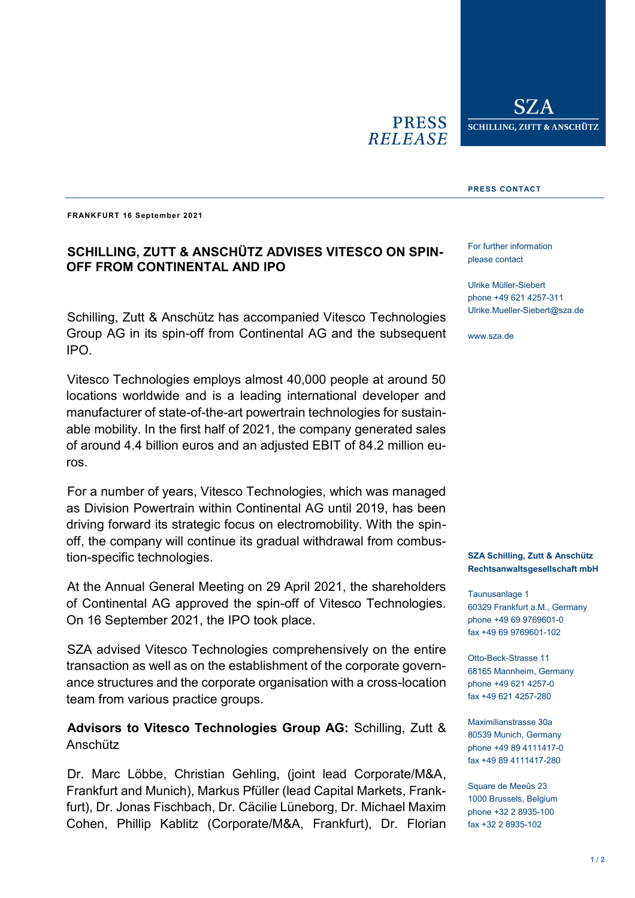**PRESS RELEASE**

**SZA**
**SCHILLING, ZUTT & ANSCHÜTZ**

**PRESS CONTACT**

**FRANKFURT 16 September 2021**

## SCHILLING, ZUTT & ANSCHÜTZ ADVISES VITESCO ON SPIN-OFF FROM CONTINENTAL AND IPO

Schilling, Zutt & Anschütz has accompanied Vitesco Technologies Group AG in its spin-off from Continental AG and the subsequent IPO.

Vitesco Technologies employs almost 40,000 people at around 50 locations worldwide and is a leading international developer and manufacturer of state-of-the-art powertrain technologies for sustainable mobility. In the first half of 2021, the company generated sales of around 4.4 billion euros and an adjusted EBIT of 84.2 million euros.

For a number of years, Vitesco Technologies, which was managed as Division Powertrain within Continental AG until 2019, has been driving forward its strategic focus on electromobility. With the spin-off, the company will continue its gradual withdrawal from combustion-specific technologies.

At the Annual General Meeting on 29 April 2021, the shareholders of Continental AG approved the spin-off of Vitesco Technologies. On 16 September 2021, the IPO took place.

SZA advised Vitesco Technologies comprehensively on the entire transaction as well as on the establishment of the corporate governance structures and the corporate organisation with a cross-location team from various practice groups.

**Advisors to Vitesco Technologies Group AG:** Schilling, Zutt & Anschütz

Dr. Marc Löbbe, Christian Gehling, (joint lead Corporate/M&A, Frankfurt and Munich), Markus Pfüller (lead Capital Markets, Frankfurt), Dr. Jonas Fischbach, Dr. Cäcilie Lüneborg, Dr. Michael Maxim Cohen, Phillip Kablitz (Corporate/M&A, Frankfurt), Dr. Florian

For further information please contact

Ulrike Müller-Siebert
phone +49 621 4257-311
Ulrike.Mueller-Siebert@sza.de

www.sza.de

**SZA Schilling, Zutt & Anschütz Rechtsanwaltsgesellschaft mbH**

Taunusanlage 1
60329 Frankfurt a.M., Germany
phone +49 69 9769601-0
fax +49 69 9769601-102

Otto-Beck-Strasse 11
68165 Mannheim, Germany
phone +49 621 4257-0
fax +49 621 4257-280

Maximilianstrasse 30a
80539 Munich, Germany
phone +49 89 4111417-0
fax +49 89 4111417-280

Square de Meeûs 23
1000 Brussels, Belgium
phone +32 2 8935-100
fax +32 2 8935-102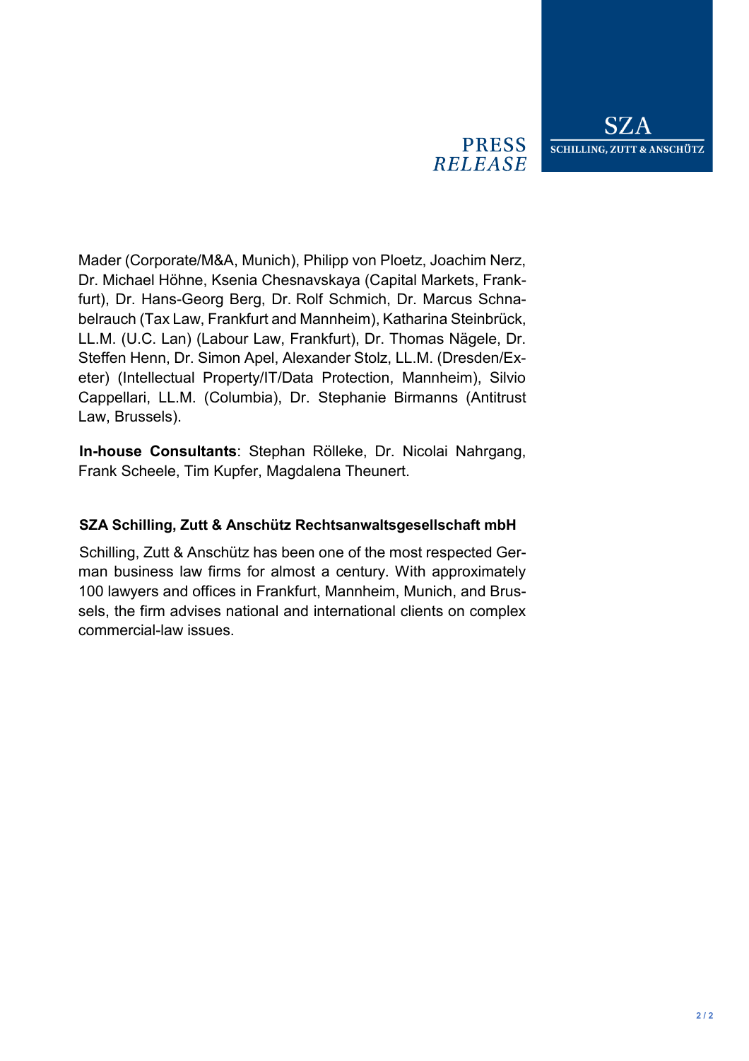Mader (Corporate/M&A, Munich), Philipp von Ploetz, Joachim Nerz, Dr. Michael Höhne, Ksenia Chesnavskaya (Capital Markets, Frankfurt), Dr. Hans-Georg Berg, Dr. Rolf Schmich, Dr. Marcus Schnabelrauch (Tax Law, Frankfurt and Mannheim), Katharina Steinbrück, LL.M. (U.C. Lan) (Labour Law, Frankfurt), Dr. Thomas Nägele, Dr. Steffen Henn, Dr. Simon Apel, Alexander Stolz, LL.M. (Dresden/Exeter) (Intellectual Property/IT/Data Protection, Mannheim), Silvio Cappellari, LL.M. (Columbia), Dr. Stephanie Birmanns (Antitrust Law, Brussels).

**In-house Consultants**: Stephan Rölleke, Dr. Nicolai Nahrgang, Frank Scheele, Tim Kupfer, Magdalena Theunert.

**SZA Schilling, Zutt & Anschütz Rechtsanwaltsgesellschaft mbH**

Schilling, Zutt & Anschütz has been one of the most respected German business law firms for almost a century. With approximately 100 lawyers and offices in Frankfurt, Mannheim, Munich, and Brussels, the firm advises national and international clients on complex commercial-law issues.